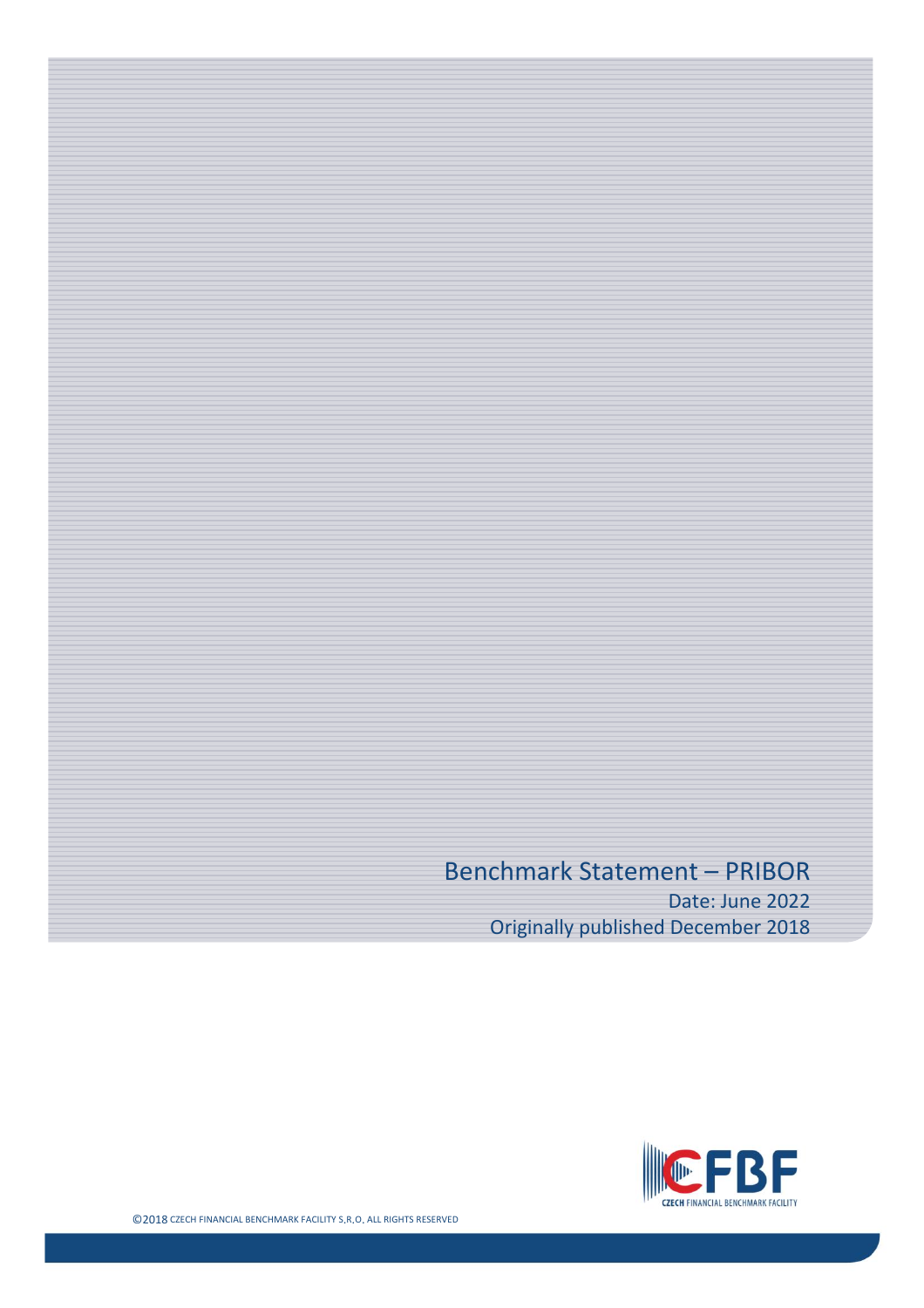# Benchmark Statement – PRIBOR

Date: June 2022

Originally published December 2018

CZECH FINANCIAL BENCHMARK FACILITY

©2018 CZECH FINANCIAL BENCHMARK FACILITY S.R.O. ALL RIGHTS RESERVED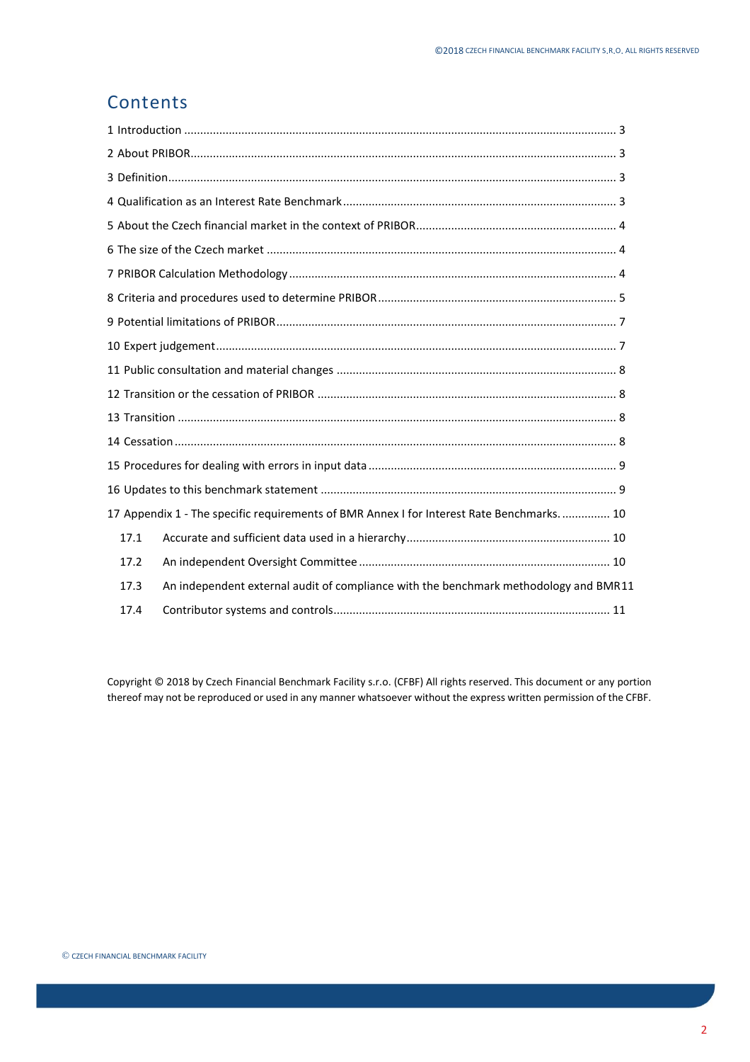# Contents

1 Introduction ........................................................................................................................ 3

2 About PRIBOR....................................................................................................................... 3

3 Definition.............................................................................................................................. 3

4 Qualification as an Interest Rate Benchmark ...................................................................... 3

5 About the Czech financial market in the context of PRIBOR............................................... 4

6 The size of the Czech market .............................................................................................. 4

7 PRIBOR Calculation Methodology ....................................................................................... 4

8 Criteria and procedures used to determine PRIBOR........................................................... 5

9 Potential limitations of PRIBOR........................................................................................... 7

10 Expert judgement............................................................................................................... 7

11 Public consultation and material changes ........................................................................ 8

12 Transition or the cessation of PRIBOR .............................................................................. 8

13 Transition ........................................................................................................................... 8

14 Cessation ........................................................................................................................... 8

15 Procedures for dealing with errors in input data .............................................................. 9

16 Updates to this benchmark statement ............................................................................. 9

17 Appendix 1 - The specific requirements of BMR Annex I for Interest Rate Benchmarks. ............... 10

- 17.1 Accurate and sufficient data used in a hierarchy............................................................... 10
- 17.2 An independent Oversight Committee .............................................................................. 10
- 17.3 An independent external audit of compliance with the benchmark methodology and BMR 11
- 17.4 Contributor systems and controls...................................................................................... 11

Copyright © 2018 by Czech Financial Benchmark Facility s.r.o. (CFBF) All rights reserved. This document or any portion thereof may not be reproduced or used in any manner whatsoever without the express written permission of the CFBF.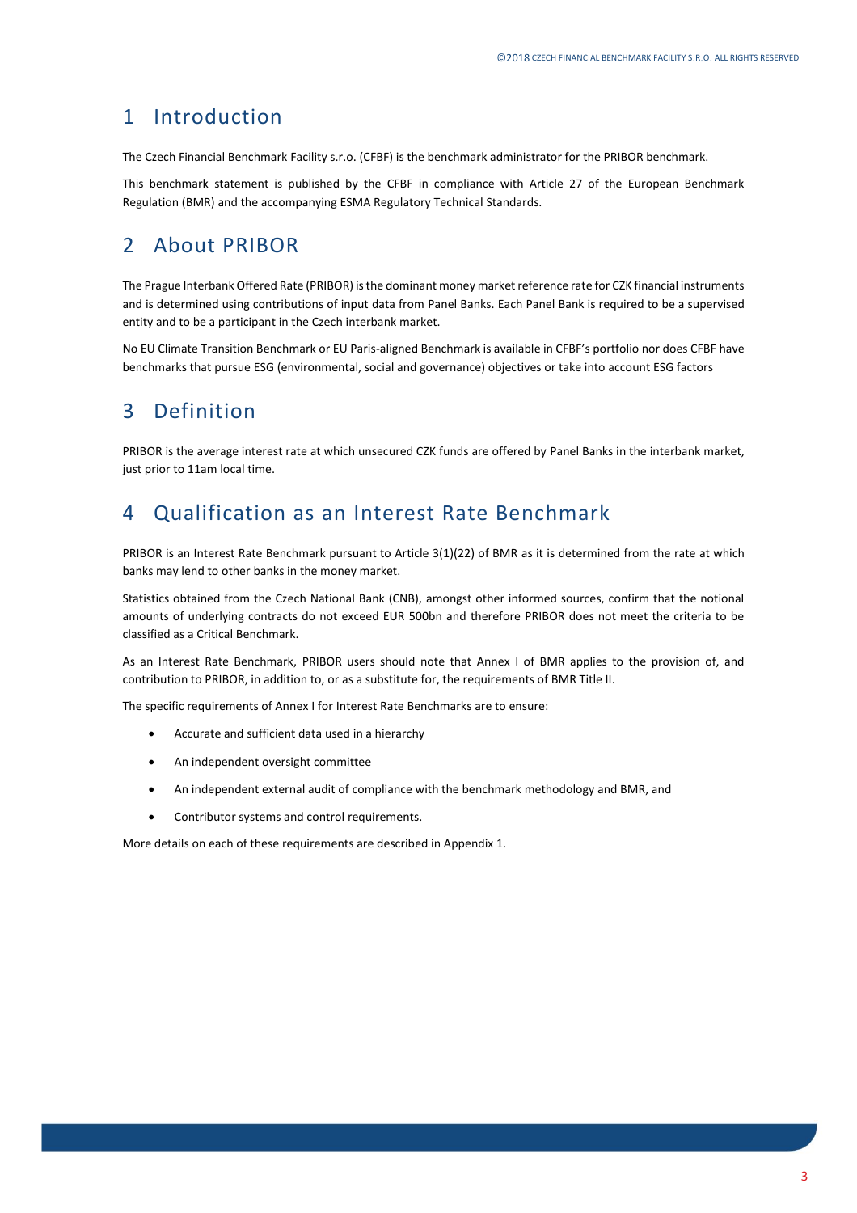# 1 Introduction

The Czech Financial Benchmark Facility s.r.o. (CFBF) is the benchmark administrator for the PRIBOR benchmark.

This benchmark statement is published by the CFBF in compliance with Article 27 of the European Benchmark Regulation (BMR) and the accompanying ESMA Regulatory Technical Standards.

# 2 About PRIBOR

The Prague Interbank Offered Rate (PRIBOR) is the dominant money market reference rate for CZK financial instruments and is determined using contributions of input data from Panel Banks. Each Panel Bank is required to be a supervised entity and to be a participant in the Czech interbank market.

No EU Climate Transition Benchmark or EU Paris-aligned Benchmark is available in CFBF's portfolio nor does CFBF have benchmarks that pursue ESG (environmental, social and governance) objectives or take into account ESG factors

# 3 Definition

PRIBOR is the average interest rate at which unsecured CZK funds are offered by Panel Banks in the interbank market, just prior to 11am local time.

# 4 Qualification as an Interest Rate Benchmark

PRIBOR is an Interest Rate Benchmark pursuant to Article 3(1)(22) of BMR as it is determined from the rate at which banks may lend to other banks in the money market.

Statistics obtained from the Czech National Bank (CNB), amongst other informed sources, confirm that the notional amounts of underlying contracts do not exceed EUR 500bn and therefore PRIBOR does not meet the criteria to be classified as a Critical Benchmark.

As an Interest Rate Benchmark, PRIBOR users should note that Annex I of BMR applies to the provision of, and contribution to PRIBOR, in addition to, or as a substitute for, the requirements of BMR Title II.

The specific requirements of Annex I for Interest Rate Benchmarks are to ensure:

- Accurate and sufficient data used in a hierarchy
- An independent oversight committee
- An independent external audit of compliance with the benchmark methodology and BMR, and
- Contributor systems and control requirements.

More details on each of these requirements are described in Appendix 1.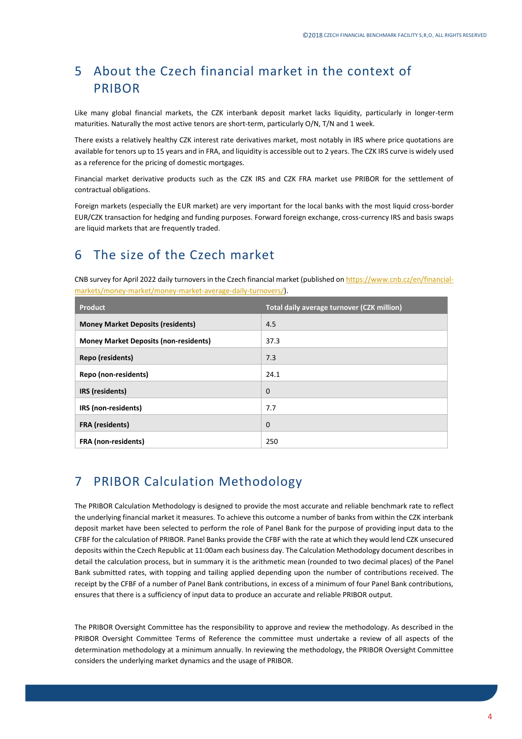# 5 About the Czech financial market in the context of PRIBOR

Like many global financial markets, the CZK interbank deposit market lacks liquidity, particularly in longer-term maturities. Naturally the most active tenors are short-term, particularly O/N, T/N and 1 week.

There exists a relatively healthy CZK interest rate derivatives market, most notably in IRS where price quotations are available for tenors up to 15 years and in FRA, and liquidity is accessible out to 2 years. The CZK IRS curve is widely used as a reference for the pricing of domestic mortgages.

Financial market derivative products such as the CZK IRS and CZK FRA market use PRIBOR for the settlement of contractual obligations.

Foreign markets (especially the EUR market) are very important for the local banks with the most liquid cross-border EUR/CZK transaction for hedging and funding purposes. Forward foreign exchange, cross-currency IRS and basis swaps are liquid markets that are frequently traded.

# 6 The size of the Czech market

CNB survey for April 2022 daily turnovers in the Czech financial market (published on https://www.cnb.cz/en/financial-markets/money-market/money-market-average-daily-turnovers/).

| Product | Total daily average turnover (CZK million) |
|---|---|
| **Money Market Deposits (residents)** | 4.5 |
| **Money Market Deposits (non-residents)** | 37.3 |
| **Repo (residents)** | 7.3 |
| **Repo (non-residents)** | 24.1 |
| **IRS (residents)** | 0 |
| **IRS (non-residents)** | 7.7 |
| **FRA (residents)** | 0 |
| **FRA (non-residents)** | 250 |

# 7 PRIBOR Calculation Methodology

The PRIBOR Calculation Methodology is designed to provide the most accurate and reliable benchmark rate to reflect the underlying financial market it measures. To achieve this outcome a number of banks from within the CZK interbank deposit market have been selected to perform the role of Panel Bank for the purpose of providing input data to the CFBF for the calculation of PRIBOR. Panel Banks provide the CFBF with the rate at which they would lend CZK unsecured deposits within the Czech Republic at 11:00am each business day. The Calculation Methodology document describes in detail the calculation process, but in summary it is the arithmetic mean (rounded to two decimal places) of the Panel Bank submitted rates, with topping and tailing applied depending upon the number of contributions received. The receipt by the CFBF of a number of Panel Bank contributions, in excess of a minimum of four Panel Bank contributions, ensures that there is a sufficiency of input data to produce an accurate and reliable PRIBOR output.

The PRIBOR Oversight Committee has the responsibility to approve and review the methodology. As described in the PRIBOR Oversight Committee Terms of Reference the committee must undertake a review of all aspects of the determination methodology at a minimum annually. In reviewing the methodology, the PRIBOR Oversight Committee considers the underlying market dynamics and the usage of PRIBOR.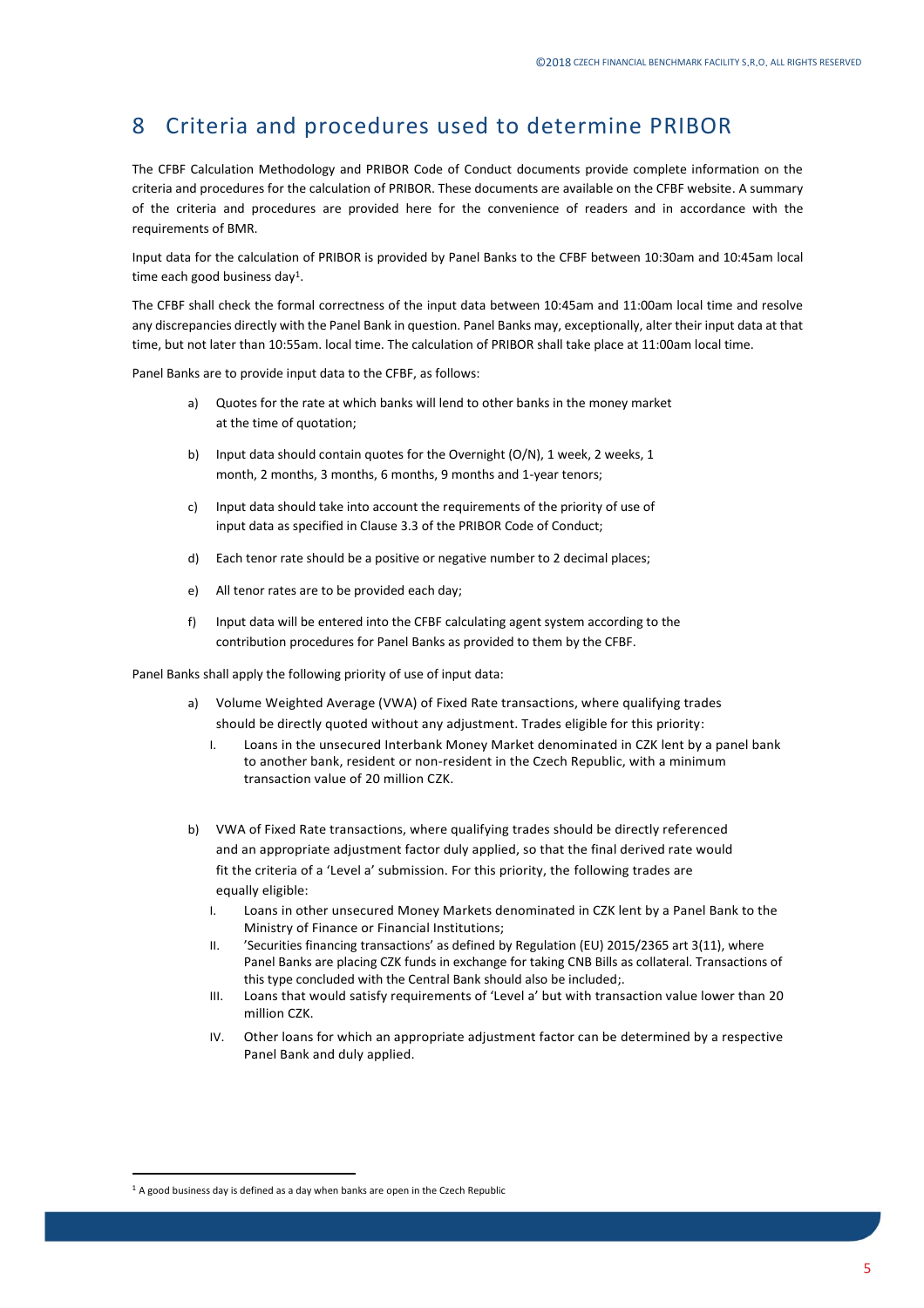# 8 Criteria and procedures used to determine PRIBOR

The CFBF Calculation Methodology and PRIBOR Code of Conduct documents provide complete information on the criteria and procedures for the calculation of PRIBOR. These documents are available on the CFBF website. A summary of the criteria and procedures are provided here for the convenience of readers and in accordance with the requirements of BMR.

Input data for the calculation of PRIBOR is provided by Panel Banks to the CFBF between 10:30am and 10:45am local time each good business day[1].

The CFBF shall check the formal correctness of the input data between 10:45am and 11:00am local time and resolve any discrepancies directly with the Panel Bank in question. Panel Banks may, exceptionally, alter their input data at that time, but not later than 10:55am. local time. The calculation of PRIBOR shall take place at 11:00am local time.

Panel Banks are to provide input data to the CFBF, as follows:

a) Quotes for the rate at which banks will lend to other banks in the money market at the time of quotation;

b) Input data should contain quotes for the Overnight (O/N), 1 week, 2 weeks, 1 month, 2 months, 3 months, 6 months, 9 months and 1-year tenors;

c) Input data should take into account the requirements of the priority of use of input data as specified in Clause 3.3 of the PRIBOR Code of Conduct;

d) Each tenor rate should be a positive or negative number to 2 decimal places;

e) All tenor rates are to be provided each day;

f) Input data will be entered into the CFBF calculating agent system according to the contribution procedures for Panel Banks as provided to them by the CFBF.

Panel Banks shall apply the following priority of use of input data:

a) Volume Weighted Average (VWA) of Fixed Rate transactions, where qualifying trades should be directly quoted without any adjustment. Trades eligible for this priority:
   I. Loans in the unsecured Interbank Money Market denominated in CZK lent by a panel bank to another bank, resident or non-resident in the Czech Republic, with a minimum transaction value of 20 million CZK.

b) VWA of Fixed Rate transactions, where qualifying trades should be directly referenced and an appropriate adjustment factor duly applied, so that the final derived rate would fit the criteria of a 'Level a' submission. For this priority, the following trades are equally eligible:
   I. Loans in other unsecured Money Markets denominated in CZK lent by a Panel Bank to the Ministry of Finance or Financial Institutions;
   II. 'Securities financing transactions' as defined by Regulation (EU) 2015/2365 art 3(11), where Panel Banks are placing CZK funds in exchange for taking CNB Bills as collateral. Transactions of this type concluded with the Central Bank should also be included;.
   III. Loans that would satisfy requirements of 'Level a' but with transaction value lower than 20 million CZK.
   IV. Other loans for which an appropriate adjustment factor can be determined by a respective Panel Bank and duly applied.

[1] A good business day is defined as a day when banks are open in the Czech Republic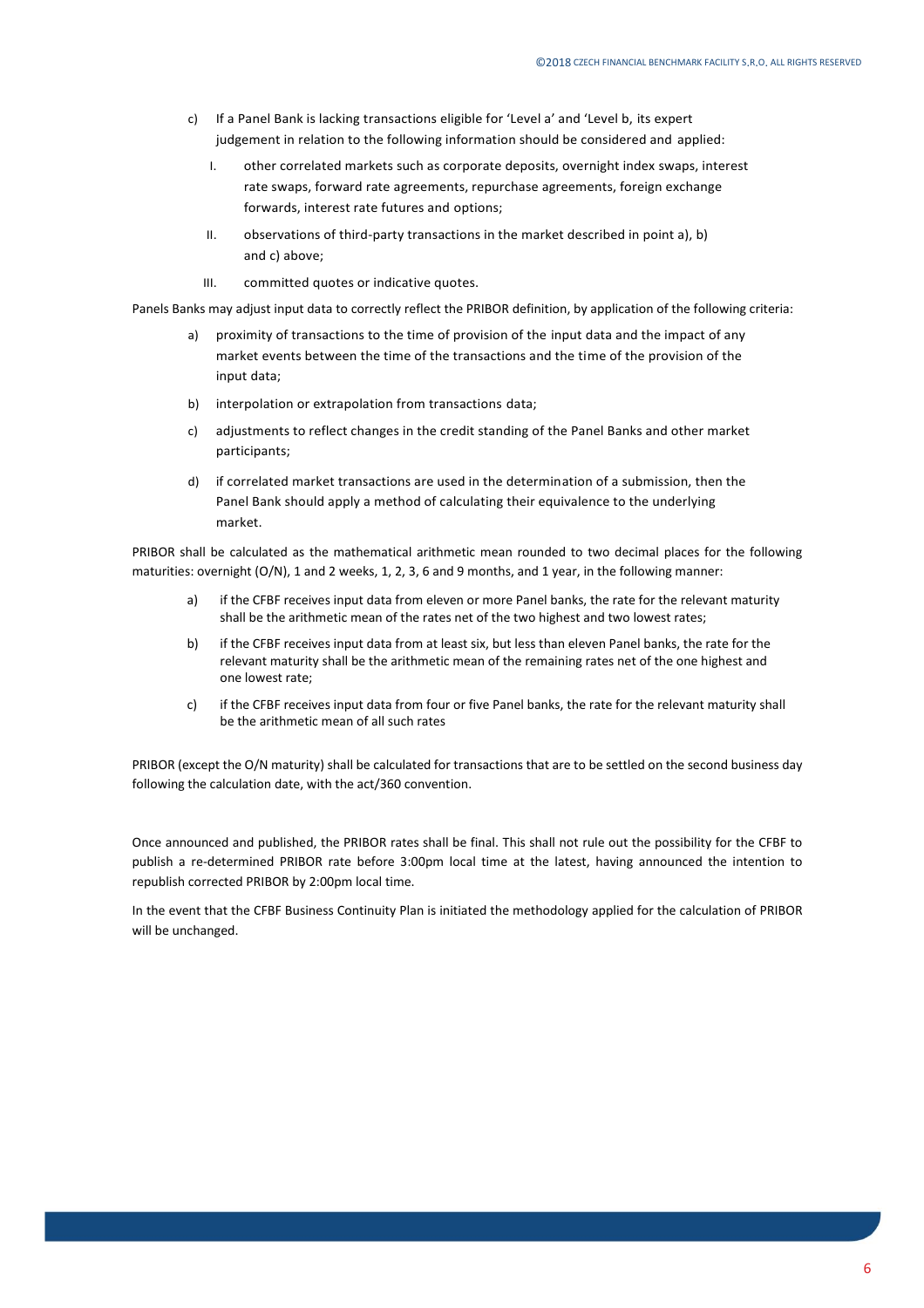c) If a Panel Bank is lacking transactions eligible for 'Level a' and 'Level b, its expert judgement in relation to the following information should be considered and applied:

   I. other correlated markets such as corporate deposits, overnight index swaps, interest rate swaps, forward rate agreements, repurchase agreements, foreign exchange forwards, interest rate futures and options;

   II. observations of third-party transactions in the market described in point a), b) and c) above;

   III. committed quotes or indicative quotes.

Panels Banks may adjust input data to correctly reflect the PRIBOR definition, by application of the following criteria:

a) proximity of transactions to the time of provision of the input data and the impact of any market events between the time of the transactions and the time of the provision of the input data;

b) interpolation or extrapolation from transactions data;

c) adjustments to reflect changes in the credit standing of the Panel Banks and other market participants;

d) if correlated market transactions are used in the determination of a submission, then the Panel Bank should apply a method of calculating their equivalence to the underlying market.

PRIBOR shall be calculated as the mathematical arithmetic mean rounded to two decimal places for the following maturities: overnight (O/N), 1 and 2 weeks, 1, 2, 3, 6 and 9 months, and 1 year, in the following manner:

a) if the CFBF receives input data from eleven or more Panel banks, the rate for the relevant maturity shall be the arithmetic mean of the rates net of the two highest and two lowest rates;

b) if the CFBF receives input data from at least six, but less than eleven Panel banks, the rate for the relevant maturity shall be the arithmetic mean of the remaining rates net of the one highest and one lowest rate;

c) if the CFBF receives input data from four or five Panel banks, the rate for the relevant maturity shall be the arithmetic mean of all such rates

PRIBOR (except the O/N maturity) shall be calculated for transactions that are to be settled on the second business day following the calculation date, with the act/360 convention.

Once announced and published, the PRIBOR rates shall be final. This shall not rule out the possibility for the CFBF to publish a re-determined PRIBOR rate before 3:00pm local time at the latest, having announced the intention to republish corrected PRIBOR by 2:00pm local time.

In the event that the CFBF Business Continuity Plan is initiated the methodology applied for the calculation of PRIBOR will be unchanged.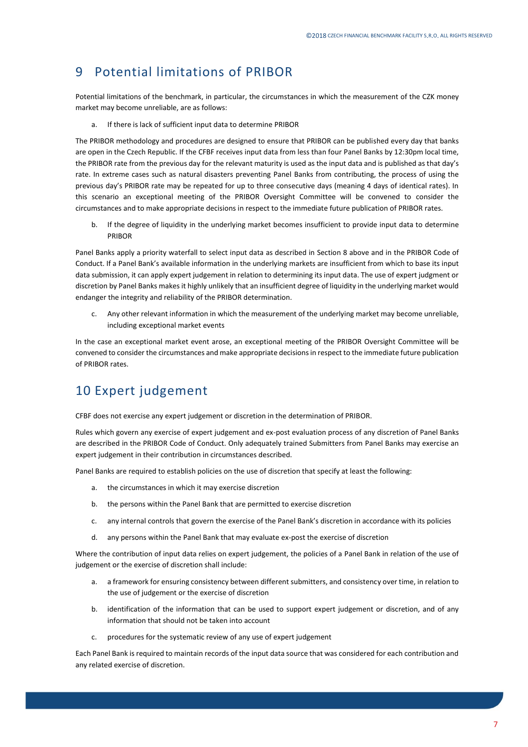# 9 Potential limitations of PRIBOR

Potential limitations of the benchmark, in particular, the circumstances in which the measurement of the CZK money market may become unreliable, are as follows:

a. If there is lack of sufficient input data to determine PRIBOR

The PRIBOR methodology and procedures are designed to ensure that PRIBOR can be published every day that banks are open in the Czech Republic. If the CFBF receives input data from less than four Panel Banks by 12:30pm local time, the PRIBOR rate from the previous day for the relevant maturity is used as the input data and is published as that day's rate. In extreme cases such as natural disasters preventing Panel Banks from contributing, the process of using the previous day's PRIBOR rate may be repeated for up to three consecutive days (meaning 4 days of identical rates). In this scenario an exceptional meeting of the PRIBOR Oversight Committee will be convened to consider the circumstances and to make appropriate decisions in respect to the immediate future publication of PRIBOR rates.

b. If the degree of liquidity in the underlying market becomes insufficient to provide input data to determine PRIBOR

Panel Banks apply a priority waterfall to select input data as described in Section 8 above and in the PRIBOR Code of Conduct. If a Panel Bank's available information in the underlying markets are insufficient from which to base its input data submission, it can apply expert judgement in relation to determining its input data. The use of expert judgment or discretion by Panel Banks makes it highly unlikely that an insufficient degree of liquidity in the underlying market would endanger the integrity and reliability of the PRIBOR determination.

c. Any other relevant information in which the measurement of the underlying market may become unreliable, including exceptional market events

In the case an exceptional market event arose, an exceptional meeting of the PRIBOR Oversight Committee will be convened to consider the circumstances and make appropriate decisions in respect to the immediate future publication of PRIBOR rates.

# 10 Expert judgement

CFBF does not exercise any expert judgement or discretion in the determination of PRIBOR.

Rules which govern any exercise of expert judgement and ex-post evaluation process of any discretion of Panel Banks are described in the PRIBOR Code of Conduct. Only adequately trained Submitters from Panel Banks may exercise an expert judgement in their contribution in circumstances described.

Panel Banks are required to establish policies on the use of discretion that specify at least the following:

a. the circumstances in which it may exercise discretion

b. the persons within the Panel Bank that are permitted to exercise discretion

c. any internal controls that govern the exercise of the Panel Bank's discretion in accordance with its policies

d. any persons within the Panel Bank that may evaluate ex-post the exercise of discretion

Where the contribution of input data relies on expert judgement, the policies of a Panel Bank in relation of the use of judgement or the exercise of discretion shall include:

a. a framework for ensuring consistency between different submitters, and consistency over time, in relation to the use of judgement or the exercise of discretion

b. identification of the information that can be used to support expert judgement or discretion, and of any information that should not be taken into account

c. procedures for the systematic review of any use of expert judgement

Each Panel Bank is required to maintain records of the input data source that was considered for each contribution and any related exercise of discretion.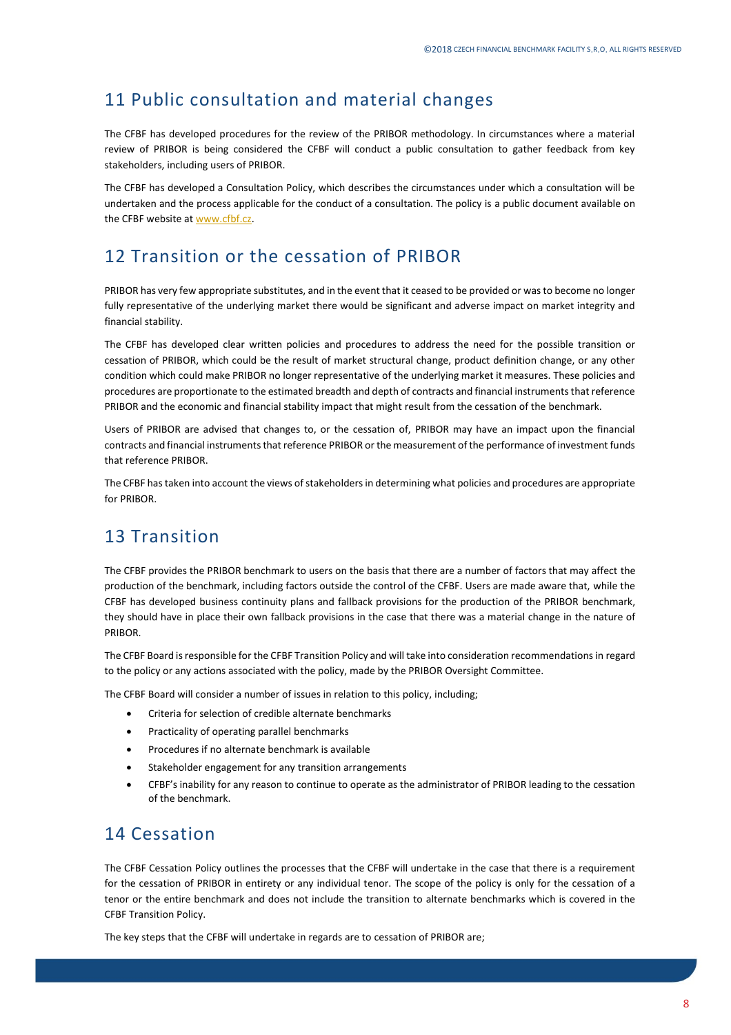## 11 Public consultation and material changes

The CFBF has developed procedures for the review of the PRIBOR methodology. In circumstances where a material review of PRIBOR is being considered the CFBF will conduct a public consultation to gather feedback from key stakeholders, including users of PRIBOR.

The CFBF has developed a Consultation Policy, which describes the circumstances under which a consultation will be undertaken and the process applicable for the conduct of a consultation. The policy is a public document available on the CFBF website at www.cfbf.cz.

## 12 Transition or the cessation of PRIBOR

PRIBOR has very few appropriate substitutes, and in the event that it ceased to be provided or was to become no longer fully representative of the underlying market there would be significant and adverse impact on market integrity and financial stability.

The CFBF has developed clear written policies and procedures to address the need for the possible transition or cessation of PRIBOR, which could be the result of market structural change, product definition change, or any other condition which could make PRIBOR no longer representative of the underlying market it measures. These policies and procedures are proportionate to the estimated breadth and depth of contracts and financial instruments that reference PRIBOR and the economic and financial stability impact that might result from the cessation of the benchmark.

Users of PRIBOR are advised that changes to, or the cessation of, PRIBOR may have an impact upon the financial contracts and financial instruments that reference PRIBOR or the measurement of the performance of investment funds that reference PRIBOR.

The CFBF has taken into account the views of stakeholders in determining what policies and procedures are appropriate for PRIBOR.

## 13 Transition

The CFBF provides the PRIBOR benchmark to users on the basis that there are a number of factors that may affect the production of the benchmark, including factors outside the control of the CFBF. Users are made aware that, while the CFBF has developed business continuity plans and fallback provisions for the production of the PRIBOR benchmark, they should have in place their own fallback provisions in the case that there was a material change in the nature of PRIBOR.

The CFBF Board is responsible for the CFBF Transition Policy and will take into consideration recommendations in regard to the policy or any actions associated with the policy, made by the PRIBOR Oversight Committee.

The CFBF Board will consider a number of issues in relation to this policy, including;

- Criteria for selection of credible alternate benchmarks
- Practicality of operating parallel benchmarks
- Procedures if no alternate benchmark is available
- Stakeholder engagement for any transition arrangements
- CFBF's inability for any reason to continue to operate as the administrator of PRIBOR leading to the cessation of the benchmark.

## 14 Cessation

The CFBF Cessation Policy outlines the processes that the CFBF will undertake in the case that there is a requirement for the cessation of PRIBOR in entirety or any individual tenor. The scope of the policy is only for the cessation of a tenor or the entire benchmark and does not include the transition to alternate benchmarks which is covered in the CFBF Transition Policy.

The key steps that the CFBF will undertake in regards are to cessation of PRIBOR are;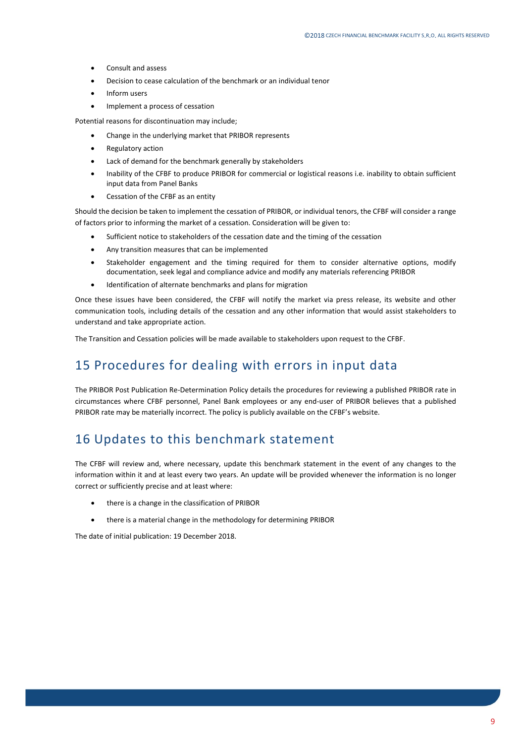- Consult and assess
- Decision to cease calculation of the benchmark or an individual tenor
- Inform users
- Implement a process of cessation

Potential reasons for discontinuation may include;

- Change in the underlying market that PRIBOR represents
- Regulatory action
- Lack of demand for the benchmark generally by stakeholders
- Inability of the CFBF to produce PRIBOR for commercial or logistical reasons i.e. inability to obtain sufficient input data from Panel Banks
- Cessation of the CFBF as an entity

Should the decision be taken to implement the cessation of PRIBOR, or individual tenors, the CFBF will consider a range of factors prior to informing the market of a cessation. Consideration will be given to:

- Sufficient notice to stakeholders of the cessation date and the timing of the cessation
- Any transition measures that can be implemented
- Stakeholder engagement and the timing required for them to consider alternative options, modify documentation, seek legal and compliance advice and modify any materials referencing PRIBOR
- Identification of alternate benchmarks and plans for migration

Once these issues have been considered, the CFBF will notify the market via press release, its website and other communication tools, including details of the cessation and any other information that would assist stakeholders to understand and take appropriate action.

The Transition and Cessation policies will be made available to stakeholders upon request to the CFBF.

# 15 Procedures for dealing with errors in input data

The PRIBOR Post Publication Re-Determination Policy details the procedures for reviewing a published PRIBOR rate in circumstances where CFBF personnel, Panel Bank employees or any end-user of PRIBOR believes that a published PRIBOR rate may be materially incorrect. The policy is publicly available on the CFBF's website.

# 16 Updates to this benchmark statement

The CFBF will review and, where necessary, update this benchmark statement in the event of any changes to the information within it and at least every two years. An update will be provided whenever the information is no longer correct or sufficiently precise and at least where:

- there is a change in the classification of PRIBOR
- there is a material change in the methodology for determining PRIBOR

The date of initial publication: 19 December 2018.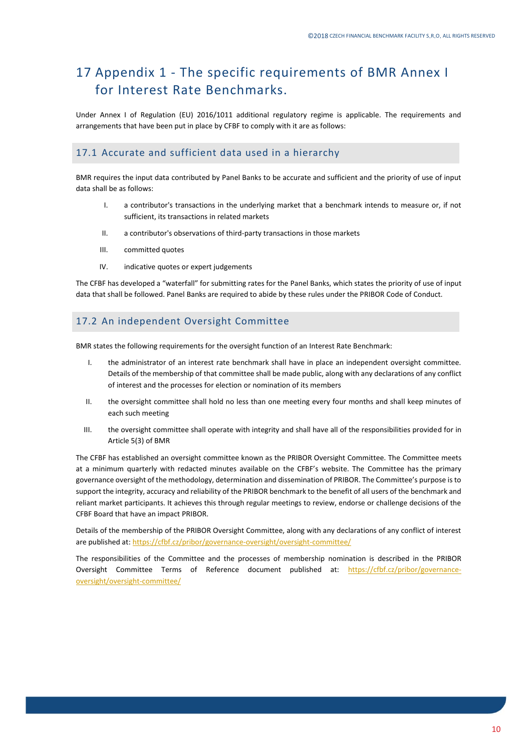# 17 Appendix 1 - The specific requirements of BMR Annex I for Interest Rate Benchmarks.

Under Annex I of Regulation (EU) 2016/1011 additional regulatory regime is applicable. The requirements and arrangements that have been put in place by CFBF to comply with it are as follows:

## 17.1 Accurate and sufficient data used in a hierarchy

BMR requires the input data contributed by Panel Banks to be accurate and sufficient and the priority of use of input data shall be as follows:

I. a contributor's transactions in the underlying market that a benchmark intends to measure or, if not sufficient, its transactions in related markets

II. a contributor's observations of third-party transactions in those markets

III. committed quotes

IV. indicative quotes or expert judgements

The CFBF has developed a "waterfall" for submitting rates for the Panel Banks, which states the priority of use of input data that shall be followed. Panel Banks are required to abide by these rules under the PRIBOR Code of Conduct.

## 17.2 An independent Oversight Committee

BMR states the following requirements for the oversight function of an Interest Rate Benchmark:

I. the administrator of an interest rate benchmark shall have in place an independent oversight committee. Details of the membership of that committee shall be made public, along with any declarations of any conflict of interest and the processes for election or nomination of its members

II. the oversight committee shall hold no less than one meeting every four months and shall keep minutes of each such meeting

III. the oversight committee shall operate with integrity and shall have all of the responsibilities provided for in Article 5(3) of BMR

The CFBF has established an oversight committee known as the PRIBOR Oversight Committee. The Committee meets at a minimum quarterly with redacted minutes available on the CFBF's website. The Committee has the primary governance oversight of the methodology, determination and dissemination of PRIBOR. The Committee's purpose is to support the integrity, accuracy and reliability of the PRIBOR benchmark to the benefit of all users of the benchmark and reliant market participants. It achieves this through regular meetings to review, endorse or challenge decisions of the CFBF Board that have an impact PRIBOR.

Details of the membership of the PRIBOR Oversight Committee, along with any declarations of any conflict of interest are published at: https://cfbf.cz/pribor/governance-oversight/oversight-committee/

The responsibilities of the Committee and the processes of membership nomination is described in the PRIBOR Oversight Committee Terms of Reference document published at: https://cfbf.cz/pribor/governance-oversight/oversight-committee/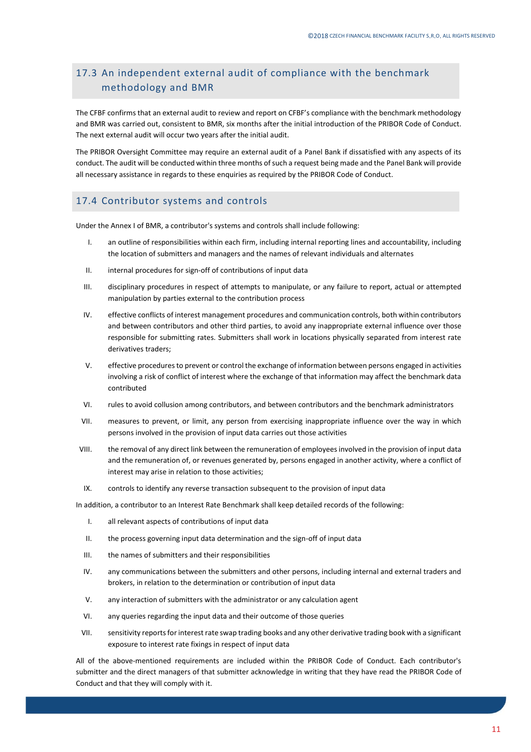## 17.3 An independent external audit of compliance with the benchmark methodology and BMR

The CFBF confirms that an external audit to review and report on CFBF's compliance with the benchmark methodology and BMR was carried out, consistent to BMR, six months after the initial introduction of the PRIBOR Code of Conduct. The next external audit will occur two years after the initial audit.

The PRIBOR Oversight Committee may require an external audit of a Panel Bank if dissatisfied with any aspects of its conduct. The audit will be conducted within three months of such a request being made and the Panel Bank will provide all necessary assistance in regards to these enquiries as required by the PRIBOR Code of Conduct.

## 17.4 Contributor systems and controls

Under the Annex I of BMR, a contributor's systems and controls shall include following:

I. an outline of responsibilities within each firm, including internal reporting lines and accountability, including the location of submitters and managers and the names of relevant individuals and alternates

II. internal procedures for sign-off of contributions of input data

III. disciplinary procedures in respect of attempts to manipulate, or any failure to report, actual or attempted manipulation by parties external to the contribution process

IV. effective conflicts of interest management procedures and communication controls, both within contributors and between contributors and other third parties, to avoid any inappropriate external influence over those responsible for submitting rates. Submitters shall work in locations physically separated from interest rate derivatives traders;

V. effective procedures to prevent or control the exchange of information between persons engaged in activities involving a risk of conflict of interest where the exchange of that information may affect the benchmark data contributed

VI. rules to avoid collusion among contributors, and between contributors and the benchmark administrators

VII. measures to prevent, or limit, any person from exercising inappropriate influence over the way in which persons involved in the provision of input data carries out those activities

VIII. the removal of any direct link between the remuneration of employees involved in the provision of input data and the remuneration of, or revenues generated by, persons engaged in another activity, where a conflict of interest may arise in relation to those activities;

IX. controls to identify any reverse transaction subsequent to the provision of input data

In addition, a contributor to an Interest Rate Benchmark shall keep detailed records of the following:

I. all relevant aspects of contributions of input data

II. the process governing input data determination and the sign-off of input data

III. the names of submitters and their responsibilities

IV. any communications between the submitters and other persons, including internal and external traders and brokers, in relation to the determination or contribution of input data

V. any interaction of submitters with the administrator or any calculation agent

VI. any queries regarding the input data and their outcome of those queries

VII. sensitivity reports for interest rate swap trading books and any other derivative trading book with a significant exposure to interest rate fixings in respect of input data

All of the above-mentioned requirements are included within the PRIBOR Code of Conduct. Each contributor's submitter and the direct managers of that submitter acknowledge in writing that they have read the PRIBOR Code of Conduct and that they will comply with it.